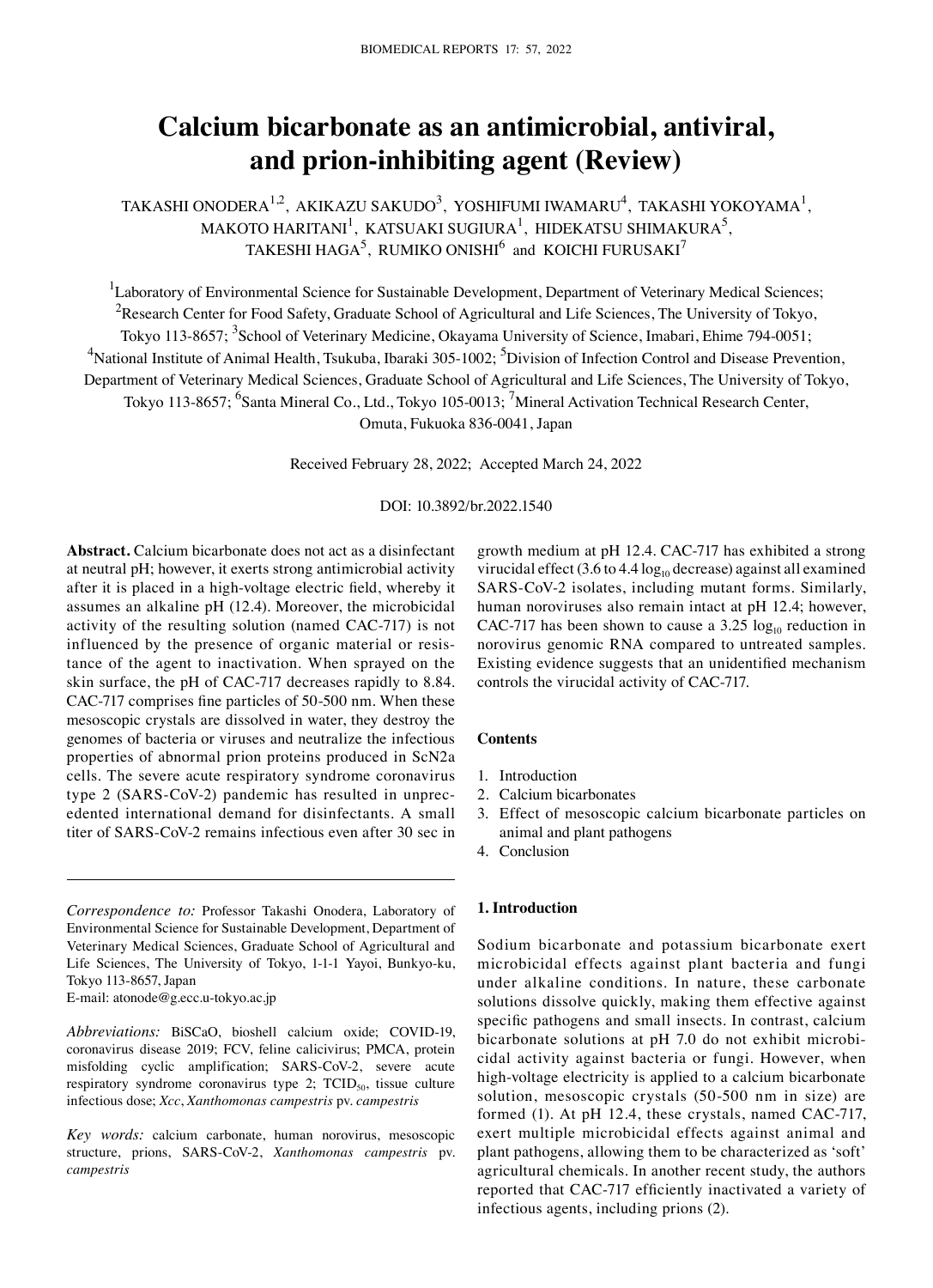# Calcium bicarbonate as an antimicrobial, antiviral, and prion-inhibiting agent (Review)

TAKASHI ONODERA[1,2], AKIKAZU SAKUDO[3], YOSHIFUMI IWAMARU[4], TAKASHI YOKOYAMA[1], MAKOTO HARITANI[1], KATSUAKI SUGIURA[1], HIDEKATSU SHIMAKURA[5], TAKESHI HAGA[5], RUMIKO ONISHI[6] and KOICHI FURUSAKI[7]

[1]Laboratory of Environmental Science for Sustainable Development, Department of Veterinary Medical Sciences; [2]Research Center for Food Safety, Graduate School of Agricultural and Life Sciences, The University of Tokyo, Tokyo 113-8657; [3]School of Veterinary Medicine, Okayama University of Science, Imabari, Ehime 794-0051; [4]National Institute of Animal Health, Tsukuba, Ibaraki 305-1002; [5]Division of Infection Control and Disease Prevention, Department of Veterinary Medical Sciences, Graduate School of Agricultural and Life Sciences, The University of Tokyo, Tokyo 113-8657; [6]Santa Mineral Co., Ltd., Tokyo 105-0013; [7]Mineral Activation Technical Research Center, Omuta, Fukuoka 836-0041, Japan

Received February 28, 2022; Accepted March 24, 2022

DOI: 10.3892/br.2022.1540

**Abstract.** Calcium bicarbonate does not act as a disinfectant at neutral pH; however, it exerts strong antimicrobial activity after it is placed in a high-voltage electric field, whereby it assumes an alkaline pH (12.4). Moreover, the microbicidal activity of the resulting solution (named CAC-717) is not influenced by the presence of organic material or resistance of the agent to inactivation. When sprayed on the skin surface, the pH of CAC-717 decreases rapidly to 8.84. CAC-717 comprises fine particles of 50-500 nm. When these mesoscopic crystals are dissolved in water, they destroy the genomes of bacteria or viruses and neutralize the infectious properties of abnormal prion proteins produced in ScN2a cells. The severe acute respiratory syndrome coronavirus type 2 (SARS-CoV-2) pandemic has resulted in unprecedented international demand for disinfectants. A small titer of SARS-CoV-2 remains infectious even after 30 sec in growth medium at pH 12.4. CAC-717 has exhibited a strong virucidal effect (3.6 to 4.4 $\log_{10}$ decrease) against all examined SARS-CoV-2 isolates, including mutant forms. Similarly, human noroviruses also remain intact at pH 12.4; however, CAC-717 has been shown to cause a 3.25 $\log_{10}$ reduction in norovirus genomic RNA compared to untreated samples. Existing evidence suggests that an unidentified mechanism controls the virucidal activity of CAC-717.

**Contents**

1. Introduction
2. Calcium bicarbonates
3. Effect of mesoscopic calcium bicarbonate particles on animal and plant pathogens
4. Conclusion

*Correspondence to:* Professor Takashi Onodera, Laboratory of Environmental Science for Sustainable Development, Department of Veterinary Medical Sciences, Graduate School of Agricultural and Life Sciences, The University of Tokyo, 1-1-1 Yayoi, Bunkyo-ku, Tokyo 113-8657, Japan
E-mail: atonode@g.ecc.u-tokyo.ac.jp

*Abbreviations:* BiSCaO, bioshell calcium oxide; COVID-19, coronavirus disease 2019; FCV, feline calicivirus; PMCA, protein misfolding cyclic amplification; SARS-CoV-2, severe acute respiratory syndrome coronavirus type 2; $TCID_{50}$, tissue culture infectious dose; *Xcc*, *Xanthomonas campestris* pv. *campestris*

*Key words:* calcium carbonate, human norovirus, mesoscopic structure, prions, SARS-CoV-2, *Xanthomonas campestris* pv. *campestris*

## 1. Introduction

Sodium bicarbonate and potassium bicarbonate exert microbicidal effects against plant bacteria and fungi under alkaline conditions. In nature, these carbonate solutions dissolve quickly, making them effective against specific pathogens and small insects. In contrast, calcium bicarbonate solutions at pH 7.0 do not exhibit microbicidal activity against bacteria or fungi. However, when high-voltage electricity is applied to a calcium bicarbonate solution, mesoscopic crystals (50-500 nm in size) are formed (1). At pH 12.4, these crystals, named CAC-717, exert multiple microbicidal effects against animal and plant pathogens, allowing them to be characterized as 'soft' agricultural chemicals. In another recent study, the authors reported that CAC-717 efficiently inactivated a variety of infectious agents, including prions (2).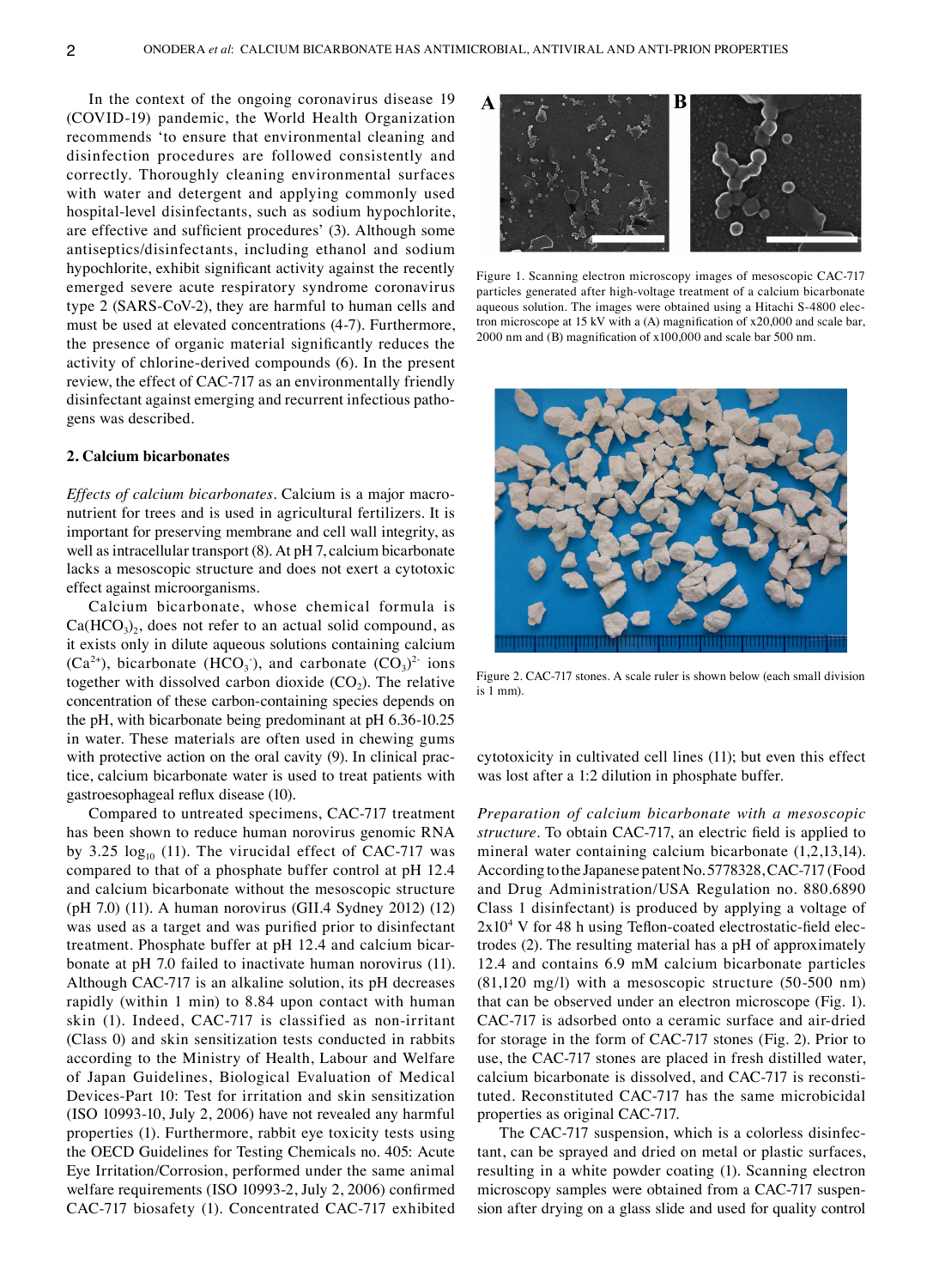In the context of the ongoing coronavirus disease 19 (COVID-19) pandemic, the World Health Organization recommends 'to ensure that environmental cleaning and disinfection procedures are followed consistently and correctly. Thoroughly cleaning environmental surfaces with water and detergent and applying commonly used hospital-level disinfectants, such as sodium hypochlorite, are effective and sufficient procedures' (3). Although some antiseptics/disinfectants, including ethanol and sodium hypochlorite, exhibit significant activity against the recently emerged severe acute respiratory syndrome coronavirus type 2 (SARS-CoV-2), they are harmful to human cells and must be used at elevated concentrations (4-7). Furthermore, the presence of organic material significantly reduces the activity of chlorine-derived compounds (6). In the present review, the effect of CAC-717 as an environmentally friendly disinfectant against emerging and recurrent infectious pathogens was described.

## 2. Calcium bicarbonates

*Effects of calcium bicarbonates*. Calcium is a major macronutrient for trees and is used in agricultural fertilizers. It is important for preserving membrane and cell wall integrity, as well as intracellular transport (8). At pH 7, calcium bicarbonate lacks a mesoscopic structure and does not exert a cytotoxic effect against microorganisms.

Calcium bicarbonate, whose chemical formula is $Ca(HCO_3)_2$, does not refer to an actual solid compound, as it exists only in dilute aqueous solutions containing calcium ($Ca^{2+}$), bicarbonate ($HCO_3^-$), and carbonate $(CO_3)^{2-}$ ions together with dissolved carbon dioxide ($CO_2$). The relative concentration of these carbon-containing species depends on the pH, with bicarbonate being predominant at pH 6.36-10.25 in water. These materials are often used in chewing gums with protective action on the oral cavity (9). In clinical practice, calcium bicarbonate water is used to treat patients with gastroesophageal reflux disease (10).

Compared to untreated specimens, CAC-717 treatment has been shown to reduce human norovirus genomic RNA by 3.25 $\log_{10}$ (11). The virucidal effect of CAC-717 was compared to that of a phosphate buffer control at pH 12.4 and calcium bicarbonate without the mesoscopic structure (pH 7.0) (11). A human norovirus (GII.4 Sydney 2012) (12) was used as a target and was purified prior to disinfectant treatment. Phosphate buffer at pH 12.4 and calcium bicarbonate at pH 7.0 failed to inactivate human norovirus (11). Although CAC-717 is an alkaline solution, its pH decreases rapidly (within 1 min) to 8.84 upon contact with human skin (1). Indeed, CAC-717 is classified as non-irritant (Class 0) and skin sensitization tests conducted in rabbits according to the Ministry of Health, Labour and Welfare of Japan Guidelines, Biological Evaluation of Medical Devices-Part 10: Test for irritation and skin sensitization (ISO 10993-10, July 2, 2006) have not revealed any harmful properties (1). Furthermore, rabbit eye toxicity tests using the OECD Guidelines for Testing Chemicals no. 405: Acute Eye Irritation/Corrosion, performed under the same animal welfare requirements (ISO 10993-2, July 2, 2006) confirmed CAC-717 biosafety (1). Concentrated CAC-717 exhibited cytotoxicity in cultivated cell lines (11); but even this effect was lost after a 1:2 dilution in phosphate buffer.

Figure 1. Scanning electron microscopy images of mesoscopic CAC-717 particles generated after high-voltage treatment of a calcium bicarbonate aqueous solution. The images were obtained using a Hitachi S-4800 electron microscope at 15 kV with a (A) magnification of x20,000 and scale bar, 2000 nm and (B) magnification of x100,000 and scale bar 500 nm.

Figure 2. CAC-717 stones. A scale ruler is shown below (each small division is 1 mm).

*Preparation of calcium bicarbonate with a mesoscopic structure*. To obtain CAC-717, an electric field is applied to mineral water containing calcium bicarbonate (1,2,13,14). According to the Japanese patent No. 5778328, CAC-717 (Food and Drug Administration/USA Regulation no. 880.6890 Class 1 disinfectant) is produced by applying a voltage of $2\times10^4$ V for 48 h using Teflon-coated electrostatic-field electrodes (2). The resulting material has a pH of approximately 12.4 and contains 6.9 mM calcium bicarbonate particles (81,120 mg/l) with a mesoscopic structure (50-500 nm) that can be observed under an electron microscope (Fig. 1). CAC-717 is adsorbed onto a ceramic surface and air-dried for storage in the form of CAC-717 stones (Fig. 2). Prior to use, the CAC-717 stones are placed in fresh distilled water, calcium bicarbonate is dissolved, and CAC-717 is reconstituted. Reconstituted CAC-717 has the same microbicidal properties as original CAC-717.

The CAC-717 suspension, which is a colorless disinfectant, can be sprayed and dried on metal or plastic surfaces, resulting in a white powder coating (1). Scanning electron microscopy samples were obtained from a CAC-717 suspension after drying on a glass slide and used for quality control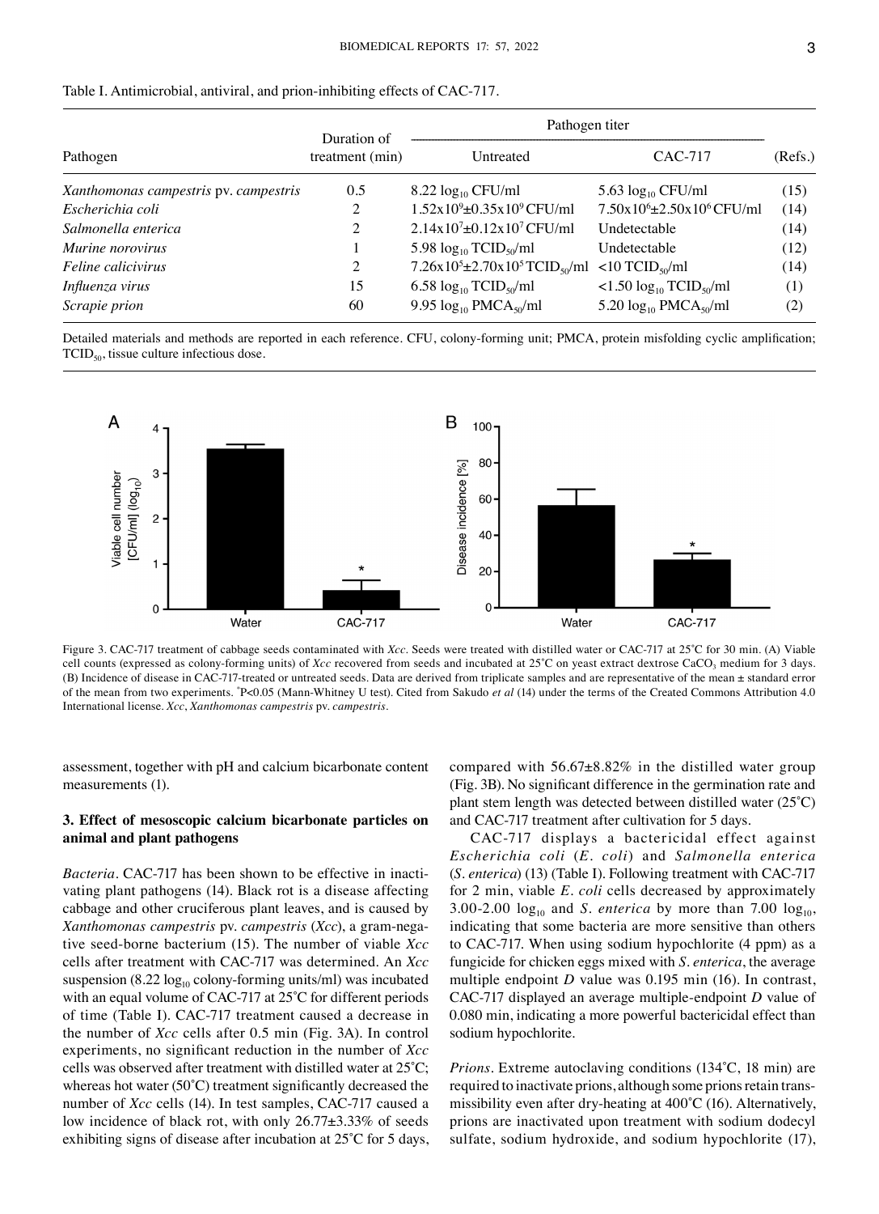Table I. Antimicrobial, antiviral, and prion-inhibiting effects of CAC-717.

| Pathogen | Duration of treatment (min) | Pathogen titer | | (Refs.) |
|---|---|---|---|---|
| | | Untreated | CAC-717 | |
| *Xanthomonas campestris* pv. *campestris* | 0.5 | 8.22 $\log_{10}$ CFU/ml | 5.63 $\log_{10}$ CFU/ml | (15) |
| *Escherichia coli* | 2 | $1.52\text{x}10^9$±$0.35\text{x}10^9$ CFU/ml | $7.50\text{x}10^6$±$2.50\text{x}10^6$ CFU/ml | (14) |
| *Salmonella enterica* | 2 | $2.14\text{x}10^7$±$0.12\text{x}10^7$ CFU/ml | Undetectable | (14) |
| *Murine norovirus* | 1 | 5.98 $\log_{10}$ $TCID_{50}$/ml | Undetectable | (12) |
| *Feline calicivirus* | 2 | $7.26\text{x}10^5$±$2.70\text{x}10^5$ $TCID_{50}$/ml | <10 $TCID_{50}$/ml | (14) |
| *Influenza virus* | 15 | 6.58 $\log_{10}$ $TCID_{50}$/ml | <1.50 $\log_{10}$ $TCID_{50}$/ml | (1) |
| *Scrapie prion* | 60 | 9.95 $\log_{10}$ $PMCA_{50}$/ml | 5.20 $\log_{10}$ $PMCA_{50}$/ml | (2) |

Detailed materials and methods are reported in each reference. CFU, colony-forming unit; PMCA, protein misfolding cyclic amplification; $TCID_{50}$, tissue culture infectious dose.

Figure 3. CAC-717 treatment of cabbage seeds contaminated with *Xcc*. Seeds were treated with distilled water or CAC-717 at 25˚C for 30 min. (A) Viable cell counts (expressed as colony-forming units) of *Xcc* recovered from seeds and incubated at 25˚C on yeast extract dextrose $CaCO_3$ medium for 3 days. (B) Incidence of disease in CAC-717-treated or untreated seeds. Data are derived from triplicate samples and are representative of the mean ± standard error of the mean from two experiments. *P<0.05 (Mann-Whitney U test). Cited from Sakudo *et al* (14) under the terms of the Created Commons Attribution 4.0 International license. *Xcc*, *Xanthomonas campestris* pv. *campestris*.

assessment, together with pH and calcium bicarbonate content measurements (1).

### 3. Effect of mesoscopic calcium bicarbonate particles on animal and plant pathogens

*Bacteria*. CAC-717 has been shown to be effective in inactivating plant pathogens (14). Black rot is a disease affecting cabbage and other cruciferous plant leaves, and is caused by *Xanthomonas campestris* pv. *campestris* (*Xcc*), a gram-negative seed-borne bacterium (15). The number of viable *Xcc* cells after treatment with CAC-717 was determined. An *Xcc* suspension (8.22 $\log_{10}$ colony-forming units/ml) was incubated with an equal volume of CAC-717 at 25˚C for different periods of time (Table I). CAC-717 treatment caused a decrease in the number of *Xcc* cells after 0.5 min (Fig. 3A). In control experiments, no significant reduction in the number of *Xcc* cells was observed after treatment with distilled water at 25˚C; whereas hot water (50˚C) treatment significantly decreased the number of *Xcc* cells (14). In test samples, CAC-717 caused a low incidence of black rot, with only 26.77±3.33% of seeds exhibiting signs of disease after incubation at 25˚C for 5 days, compared with 56.67±8.82% in the distilled water group (Fig. 3B). No significant difference in the germination rate and plant stem length was detected between distilled water (25˚C) and CAC-717 treatment after cultivation for 5 days.

CAC-717 displays a bactericidal effect against *Escherichia coli* (*E. coli*) and *Salmonella enterica* (*S. enterica*) (13) (Table I). Following treatment with CAC-717 for 2 min, viable *E. coli* cells decreased by approximately 3.00-2.00 $\log_{10}$ and *S. enterica* by more than 7.00 $\log_{10}$, indicating that some bacteria are more sensitive than others to CAC-717. When using sodium hypochlorite (4 ppm) as a fungicide for chicken eggs mixed with *S. enterica*, the average multiple endpoint *D* value was 0.195 min (16). In contrast, CAC-717 displayed an average multiple-endpoint *D* value of 0.080 min, indicating a more powerful bactericidal effect than sodium hypochlorite.

*Prions*. Extreme autoclaving conditions (134˚C, 18 min) are required to inactivate prions, although some prions retain transmissibility even after dry-heating at 400˚C (16). Alternatively, prions are inactivated upon treatment with sodium dodecyl sulfate, sodium hydroxide, and sodium hypochlorite (17),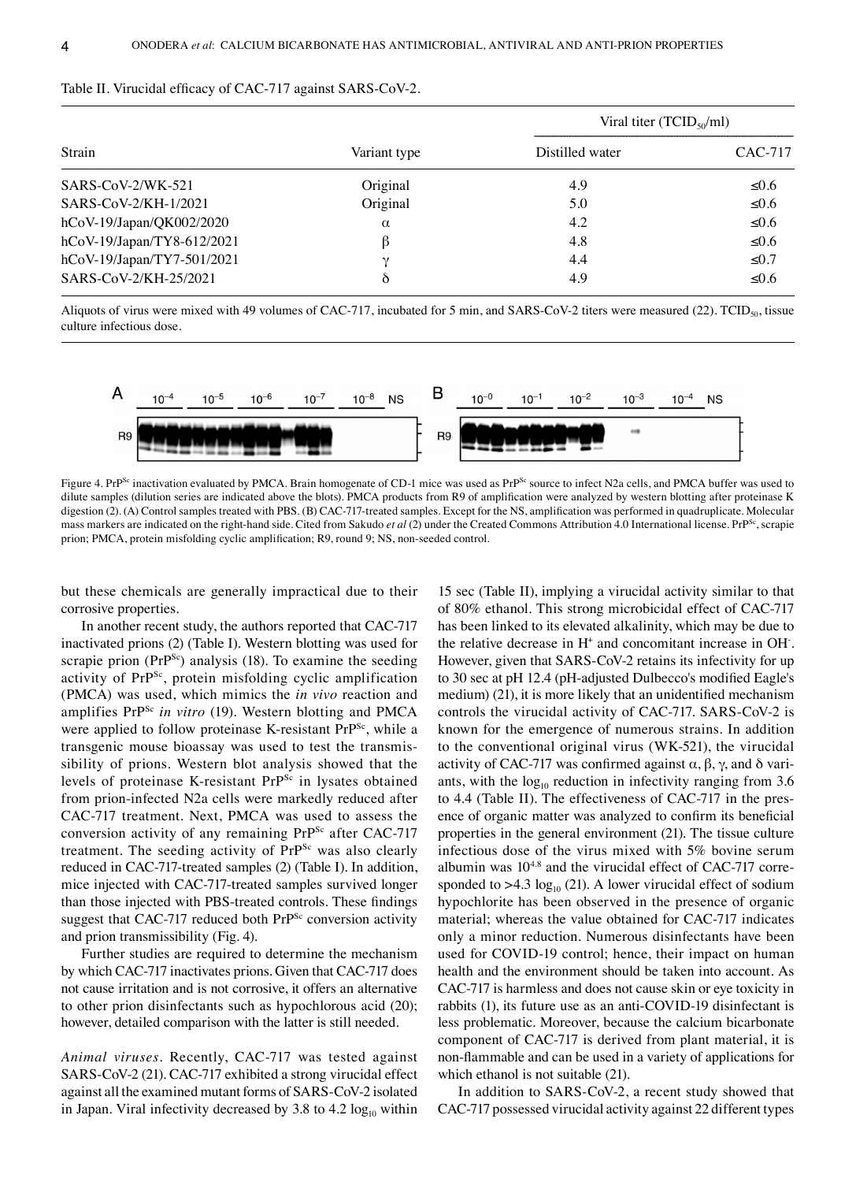Table II. Virucidal efficacy of CAC-717 against SARS-CoV-2.

| Strain | Variant type | Viral titer ($TCID_{50}$/ml) | |
|---|---|---|---|
| | | Distilled water | CAC-717 |
| SARS-CoV-2/WK-521 | Original | 4.9 | ≤0.6 |
| SARS-CoV-2/KH-1/2021 | Original | 5.0 | ≤0.6 |
| hCoV-19/Japan/QK002/2020 | α | 4.2 | ≤0.6 |
| hCoV-19/Japan/TY8-612/2021 | β | 4.8 | ≤0.6 |
| hCoV-19/Japan/TY7-501/2021 | γ | 4.4 | ≤0.7 |
| SARS-CoV-2/KH-25/2021 | δ | 4.9 | ≤0.6 |

Aliquots of virus were mixed with 49 volumes of CAC-717, incubated for 5 min, and SARS-CoV-2 titers were measured (22). $TCID_{50}$, tissue culture infectious dose.

Figure 4. $PrP^{Sc}$ inactivation evaluated by PMCA. Brain homogenate of CD-1 mice was used as $PrP^{Sc}$ source to infect N2a cells, and PMCA buffer was used to dilute samples (dilution series are indicated above the blots). PMCA products from R9 of amplification were analyzed by western blotting after proteinase K digestion (2). (A) Control samples treated with PBS. (B) CAC-717-treated samples. Except for the NS, amplification was performed in quadruplicate. Molecular mass markers are indicated on the right-hand side. Cited from Sakudo *et al* (2) under the Created Commons Attribution 4.0 International license. $PrP^{Sc}$, scrapie prion; PMCA, protein misfolding cyclic amplification; R9, round 9; NS, non-seeded control.

but these chemicals are generally impractical due to their corrosive properties.

In another recent study, the authors reported that CAC-717 inactivated prions (2) (Table I). Western blotting was used for scrapie prion ($PrP^{Sc}$) analysis (18). To examine the seeding activity of $PrP^{Sc}$, protein misfolding cyclic amplification (PMCA) was used, which mimics the *in vivo* reaction and amplifies $PrP^{Sc}$ *in vitro* (19). Western blotting and PMCA were applied to follow proteinase K-resistant $PrP^{Sc}$, while a transgenic mouse bioassay was used to test the transmissibility of prions. Western blot analysis showed that the levels of proteinase K-resistant $PrP^{Sc}$ in lysates obtained from prion-infected N2a cells were markedly reduced after CAC-717 treatment. Next, PMCA was used to assess the conversion activity of any remaining $PrP^{Sc}$ after CAC-717 treatment. The seeding activity of $PrP^{Sc}$ was also clearly reduced in CAC-717-treated samples (2) (Table I). In addition, mice injected with CAC-717-treated samples survived longer than those injected with PBS-treated controls. These findings suggest that CAC-717 reduced both $PrP^{Sc}$ conversion activity and prion transmissibility (Fig. 4).

Further studies are required to determine the mechanism by which CAC-717 inactivates prions. Given that CAC-717 does not cause irritation and is not corrosive, it offers an alternative to other prion disinfectants such as hypochlorous acid (20); however, detailed comparison with the latter is still needed.

*Animal viruses.* Recently, CAC-717 was tested against SARS-CoV-2 (21). CAC-717 exhibited a strong virucidal effect against all the examined mutant forms of SARS-CoV-2 isolated in Japan. Viral infectivity decreased by 3.8 to 4.2 $\log_{10}$ within 15 sec (Table II), implying a virucidal activity similar to that of 80% ethanol. This strong microbicidal effect of CAC-717 has been linked to its elevated alkalinity, which may be due to the relative decrease in $H^+$ and concomitant increase in $OH^-$. However, given that SARS-CoV-2 retains its infectivity for up to 30 sec at pH 12.4 (pH-adjusted Dulbecco's modified Eagle's medium) (21), it is more likely that an unidentified mechanism controls the virucidal activity of CAC-717. SARS-CoV-2 is known for the emergence of numerous strains. In addition to the conventional original virus (WK-521), the virucidal activity of CAC-717 was confirmed against α, β, γ, and δ variants, with the $\log_{10}$ reduction in infectivity ranging from 3.6 to 4.4 (Table II). The effectiveness of CAC-717 in the presence of organic matter was analyzed to confirm its beneficial properties in the general environment (21). The tissue culture infectious dose of the virus mixed with 5% bovine serum albumin was $10^{4.8}$ and the virucidal effect of CAC-717 corresponded to >4.3 $\log_{10}$ (21). A lower virucidal effect of sodium hypochlorite has been observed in the presence of organic material; whereas the value obtained for CAC-717 indicates only a minor reduction. Numerous disinfectants have been used for COVID-19 control; hence, their impact on human health and the environment should be taken into account. As CAC-717 is harmless and does not cause skin or eye toxicity in rabbits (1), its future use as an anti-COVID-19 disinfectant is less problematic. Moreover, because the calcium bicarbonate component of CAC-717 is derived from plant material, it is non-flammable and can be used in a variety of applications for which ethanol is not suitable (21).

In addition to SARS-CoV-2, a recent study showed that CAC-717 possessed virucidal activity against 22 different types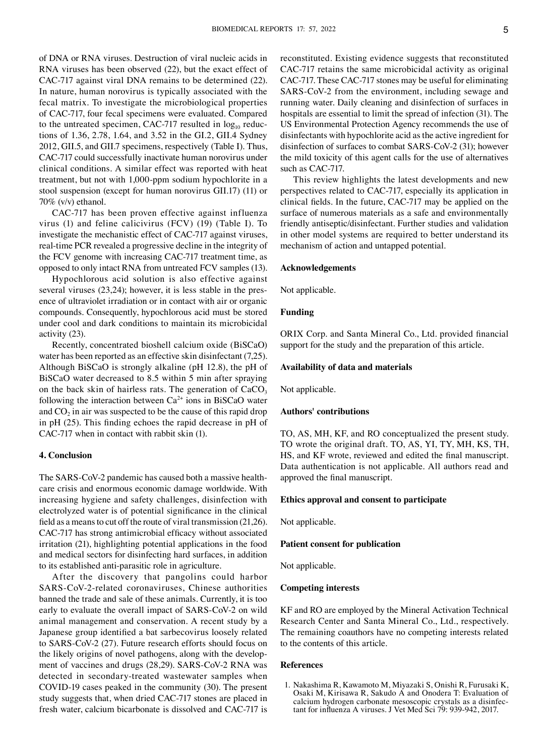of DNA or RNA viruses. Destruction of viral nucleic acids in RNA viruses has been observed (22), but the exact effect of CAC-717 against viral DNA remains to be determined (22). In nature, human norovirus is typically associated with the fecal matrix. To investigate the microbiological properties of CAC-717, four fecal specimens were evaluated. Compared to the untreated specimen, CAC-717 resulted in $\log_{10}$ reductions of 1.36, 2.78, 1.64, and 3.52 in the GI.2, GII.4 Sydney 2012, GII.5, and GII.7 specimens, respectively (Table I). Thus, CAC-717 could successfully inactivate human norovirus under clinical conditions. A similar effect was reported with heat treatment, but not with 1,000-ppm sodium hypochlorite in a stool suspension (except for human norovirus GII.17) (11) or 70% (v/v) ethanol.

CAC-717 has been proven effective against influenza virus (1) and feline calicivirus (FCV) (19) (Table I). To investigate the mechanistic effect of CAC-717 against viruses, real-time PCR revealed a progressive decline in the integrity of the FCV genome with increasing CAC-717 treatment time, as opposed to only intact RNA from untreated FCV samples (13).

Hypochlorous acid solution is also effective against several viruses (23,24); however, it is less stable in the presence of ultraviolet irradiation or in contact with air or organic compounds. Consequently, hypochlorous acid must be stored under cool and dark conditions to maintain its microbicidal activity (23).

Recently, concentrated bioshell calcium oxide (BiSCaO) water has been reported as an effective skin disinfectant (7,25). Although BiSCaO is strongly alkaline (pH 12.8), the pH of BiSCaO water decreased to 8.5 within 5 min after spraying on the back skin of hairless rats. The generation of $CaCO_3$ following the interaction between $Ca^{2+}$ ions in BiSCaO water and $CO_2$ in air was suspected to be the cause of this rapid drop in pH (25). This finding echoes the rapid decrease in pH of CAC-717 when in contact with rabbit skin (1).

## 4. Conclusion

The SARS-CoV-2 pandemic has caused both a massive healthcare crisis and enormous economic damage worldwide. With increasing hygiene and safety challenges, disinfection with electrolyzed water is of potential significance in the clinical field as a means to cut off the route of viral transmission (21,26). CAC-717 has strong antimicrobial efficacy without associated irritation (21), highlighting potential applications in the food and medical sectors for disinfecting hard surfaces, in addition to its established anti-parasitic role in agriculture.

After the discovery that pangolins could harbor SARS-CoV-2-related coronaviruses, Chinese authorities banned the trade and sale of these animals. Currently, it is too early to evaluate the overall impact of SARS-CoV-2 on wild animal management and conservation. A recent study by a Japanese group identified a bat sarbecovirus loosely related to SARS-CoV-2 (27). Future research efforts should focus on the likely origins of novel pathogens, along with the development of vaccines and drugs (28,29). SARS-CoV-2 RNA was detected in secondary-treated wastewater samples when COVID-19 cases peaked in the community (30). The present study suggests that, when dried CAC-717 stones are placed in fresh water, calcium bicarbonate is dissolved and CAC-717 is reconstituted. Existing evidence suggests that reconstituted CAC-717 retains the same microbicidal activity as original CAC-717. These CAC-717 stones may be useful for eliminating SARS-CoV-2 from the environment, including sewage and running water. Daily cleaning and disinfection of surfaces in hospitals are essential to limit the spread of infection (31). The US Environmental Protection Agency recommends the use of disinfectants with hypochlorite acid as the active ingredient for disinfection of surfaces to combat SARS-CoV-2 (31); however the mild toxicity of this agent calls for the use of alternatives such as CAC-717.

This review highlights the latest developments and new perspectives related to CAC-717, especially its application in clinical fields. In the future, CAC-717 may be applied on the surface of numerous materials as a safe and environmentally friendly antiseptic/disinfectant. Further studies and validation in other model systems are required to better understand its mechanism of action and untapped potential.

### Acknowledgements

Not applicable.

### Funding

ORIX Corp. and Santa Mineral Co., Ltd. provided financial support for the study and the preparation of this article.

### Availability of data and materials

Not applicable.

### Authors' contributions

TO, AS, MH, KF, and RO conceptualized the present study. TO wrote the original draft. TO, AS, YI, TY, MH, KS, TH, HS, and KF wrote, reviewed and edited the final manuscript. Data authentication is not applicable. All authors read and approved the final manuscript.

### Ethics approval and consent to participate

Not applicable.

### Patient consent for publication

Not applicable.

### Competing interests

KF and RO are employed by the Mineral Activation Technical Research Center and Santa Mineral Co., Ltd., respectively. The remaining coauthors have no competing interests related to the contents of this article.

### References

1. Nakashima R, Kawamoto M, Miyazaki S, Onishi R, Furusaki K, Osaki M, Kirisawa R, Sakudo A and Onodera T: Evaluation of calcium hydrogen carbonate mesoscopic crystals as a disinfectant for influenza A viruses. J Vet Med Sci 79: 939-942, 2017.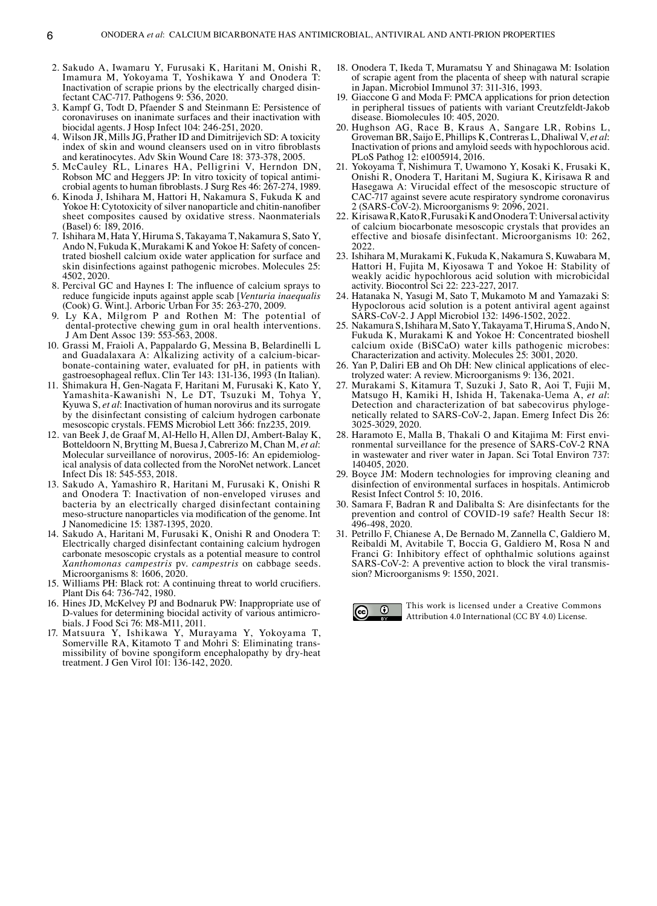2. Sakudo A, Iwamaru Y, Furusaki K, Haritani M, Onishi R, Imamura M, Yokoyama T, Yoshikawa Y and Onodera T: Inactivation of scrapie prions by the electrically charged disinfectant CAC-717. Pathogens 9: 536, 2020.
3. Kampf G, Todt D, Pfaender S and Steinmann E: Persistence of coronaviruses on inanimate surfaces and their inactivation with biocidal agents. J Hosp Infect 104: 246-251, 2020.
4. Wilson JR, Mills JG, Prather ID and Dimitrijevich SD: A toxicity index of skin and wound cleansers used on in vitro fibroblasts and keratinocytes. Adv Skin Wound Care 18: 373-378, 2005.
5. McCauley RL, Linares HA, Pelligrini V, Herndon DN, Robson MC and Heggers JP: In vitro toxicity of topical antimicrobial agents to human fibroblasts. J Surg Res 46: 267-274, 1989.
6. Kinoda J, Ishihara M, Hattori H, Nakamura S, Fukuda K and Yokoe H: Cytotoxicity of silver nanoparticle and chitin-nanofiber sheet composites caused by oxidative stress. Naonmaterials (Basel) 6: 189, 2016.
7. Ishihara M, Hata Y, Hiruma S, Takayama T, Nakamura S, Sato Y, Ando N, Fukuda K, Murakami K and Yokoe H: Safety of concentrated bioshell calcium oxide water application for surface and skin disinfections against pathogenic microbes. Molecules 25: 4502, 2020.
8. Percival GC and Haynes I: The influence of calcium sprays to reduce fungicide inputs against apple scab [*Venturia inaequalis* (Cook) G. Wint.]. Arboric Urban For 35: 263-270, 2009.
9. Ly KA, Milgrom P and Rothen M: The potential of dental-protective chewing gum in oral health interventions. J Am Dent Assoc 139: 553-563, 2008.
10. Grassi M, Fraioli A, Pappalardo G, Messina B, Belardinelli L and Guadalaxara A: Alkalizing activity of a calcium-bicarbonate-containing water, evaluated for pH, in patients with gastroesophageal reflux. Clin Ter 143: 131-136, 1993 (In Italian).
11. Shimakura H, Gen-Nagata F, Haritani M, Furusaki K, Kato Y, Yamashita-Kawanishi N, Le DT, Tsuzuki M, Tohya Y, Kyuwa S, *et al*: Inactivation of human norovirus and its surrogate by the disinfectant consisting of calcium hydrogen carbonate mesoscopic crystals. FEMS Microbiol Lett 366: fnz235, 2019.
12. van Beek J, de Graaf M, Al-Hello H, Allen DJ, Ambert-Balay K, Botteldoorn N, Brytting M, Buesa J, Cabrerizo M, Chan M, *et al*: Molecular surveillance of norovirus, 2005-16: An epidemiological analysis of data collected from the NoroNet network. Lancet Infect Dis 18: 545-553, 2018.
13. Sakudo A, Yamashiro R, Haritani M, Furusaki K, Onishi R and Onodera T: Inactivation of non-enveloped viruses and bacteria by an electrically charged disinfectant containing meso-structure nanoparticles via modification of the genome. Int J Nanomedicine 15: 1387-1395, 2020.
14. Sakudo A, Haritani M, Furusaki K, Onishi R and Onodera T: Electrically charged disinfectant containing calcium hydrogen carbonate mesoscopic crystals as a potential measure to control *Xanthomonas campestris* pv. *campestris* on cabbage seeds. Microorganisms 8: 1606, 2020.
15. Williams PH: Black rot: A continuing threat to world crucifiers. Plant Dis 64: 736-742, 1980.
16. Hines JD, McKelvey PJ and Bodnaruk PW: Inappropriate use of D-values for determining biocidal activity of various antimicrobials. J Food Sci 76: M8-M11, 2011.
17. Matsuura Y, Ishikawa Y, Murayama Y, Yokoyama T, Somerville RA, Kitamoto T and Mohri S: Eliminating transmissibility of bovine spongiform encephalopathy by dry-heat treatment. J Gen Virol 101: 136-142, 2020.
18. Onodera T, Ikeda T, Muramatsu Y and Shinagawa M: Isolation of scrapie agent from the placenta of sheep with natural scrapie in Japan. Microbiol Immunol 37: 311-316, 1993.
19. Giaccone G and Moda F: PMCA applications for prion detection in peripheral tissues of patients with variant Creutzfeldt-Jakob disease. Biomolecules 10: 405, 2020.
20. Hughson AG, Race B, Kraus A, Sangare LR, Robins L, Groveman BR, Saijo E, Phillips K, Contreras L, Dhaliwal V, *et al*: Inactivation of prions and amyloid seeds with hypochlorous acid. PLoS Pathog 12: e1005914, 2016.
21. Yokoyama T, Nishimura T, Uwamono Y, Kosaki K, Frusaki K, Onishi R, Onodera T, Haritani M, Sugiura K, Kirisawa R and Hasegawa A: Virucidal effect of the mesoscopic structure of CAC-717 against severe acute respiratory syndrome coronavirus 2 (SARS-CoV-2). Microorganisms 9: 2096, 2021.
22. Kirisawa R, Kato R, Furusaki K and Onodera T: Universal activity of calcium biocarbonate mesoscopic crystals that provides an effective and biosafe disinfectant. Microorganisms 10: 262, 2022.
23. Ishihara M, Murakami K, Fukuda K, Nakamura S, Kuwabara M, Hattori H, Fujita M, Kiyosawa T and Yokoe H: Stability of weakly acidic hypochlorous acid solution with microbicidal activity. Biocontrol Sci 22: 223-227, 2017.
24. Hatanaka N, Yasugi M, Sato T, Mukamoto M and Yamazaki S: Hypoclorous acid solution is a potent antiviral agent against SARS-CoV-2. J Appl Microbiol 132: 1496-1502, 2022.
25. Nakamura S, Ishihara M, Sato Y, Takayama T, Hiruma S, Ando N, Fukuda K, Murakami K and Yokoe H: Concentrated bioshell calcium oxide (BiSCaO) water kills pathogenic microbes: Characterization and activity. Molecules 25: 3001, 2020.
26. Yan P, Daliri EB and Oh DH: New clinical applications of electrolyzed water: A review. Microorganisms 9: 136, 2021.
27. Murakami S, Kitamura T, Suzuki J, Sato R, Aoi T, Fujii M, Matsugo H, Kamiki H, Ishida H, Takenaka-Uema A, *et al*: Detection and characterization of bat sabecovirus phylogenetically related to SARS-CoV-2, Japan. Emerg Infect Dis 26: 3025-3029, 2020.
28. Haramoto E, Malla B, Thakali O and Kitajima M: First environmental surveillance for the presence of SARS-CoV-2 RNA in wastewater and river water in Japan. Sci Total Environ 737: 140405, 2020.
29. Boyce JM: Modern technologies for improving cleaning and disinfection of environmental surfaces in hospitals. Antimicrob Resist Infect Control 5: 10, 2016.
30. Samara F, Badran R and Dalibalta S: Are disinfectants for the prevention and control of COVID-19 safe? Health Secur 18: 496-498, 2020.
31. Petrillo F, Chianese A, De Bernado M, Zannella C, Galdiero M, Reibaldi M, Avitabile T, Boccia G, Galdiero M, Rosa N and Franci G: Inhibitory effect of ophthalmic solutions against SARS-CoV-2: A preventive action to block the viral transmission? Microorganisms 9: 1550, 2021.

This work is licensed under a Creative Commons Attribution 4.0 International (CC BY 4.0) License.